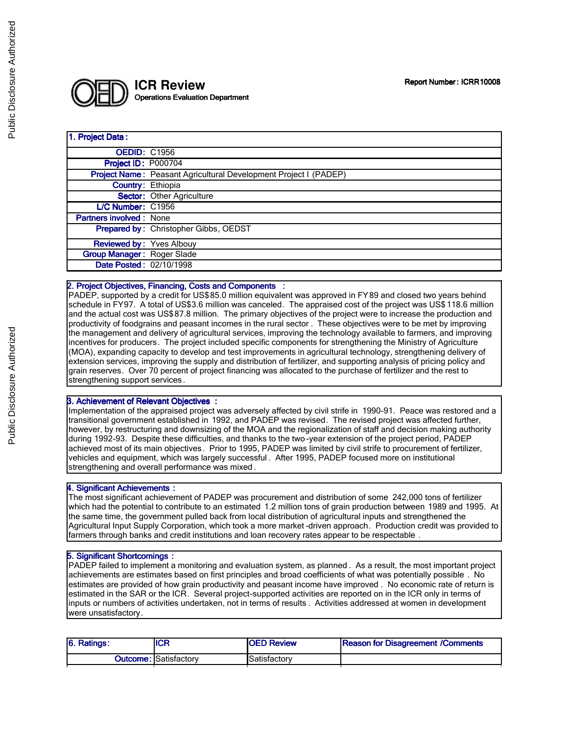# ICR Review

Operations Evaluation Department

Report Number : ICRR10008

| 1. Project Data : | |
|---|---|
| OEDID: | C1956 |
| Project ID : | P000704 |
| Project Name : | Peasant Agricultural Development Project I (PADEP) |
| Country: | Ethiopia |
| Sector: | Other Agriculture |
| L/C Number: | C1956 |
| Partners involved : | None |
| Prepared by : | Christopher Gibbs, OEDST |
| Reviewed by : | Yves Albouy |
| Group Manager : | Roger Slade |
| Date Posted : | 02/10/1998 |

## 2. Project Objectives, Financing, Costs and Components :

PADEP, supported by a credit for US$85.0 million equivalent was approved in FY89 and closed two years behind schedule in FY97. A total of US$3.6 million was canceled. The appraised cost of the project was US$ 118.6 million and the actual cost was US$87.8 million. The primary objectives of the project were to increase the production and productivity of foodgrains and peasant incomes in the rural sector . These objectives were to be met by improving the management and delivery of agricultural services, improving the technology available to farmers, and improving incentives for producers. The project included specific components for strengthening the Ministry of Agriculture (MOA), expanding capacity to develop and test improvements in agricultural technology, strengthening delivery of extension services, improving the supply and distribution of fertilizer, and supporting analysis of pricing policy and grain reserves. Over 70 percent of project financing was allocated to the purchase of fertilizer and the rest to strengthening support services.

## 3. Achievement of Relevant Objectives :

Implementation of the appraised project was adversely affected by civil strife in 1990-91. Peace was restored and a transitional government established in 1992, and PADEP was revised. The revised project was affected further, however, by restructuring and downsizing of the MOA and the regionalization of staff and decision making authority during 1992-93. Despite these difficulties, and thanks to the two-year extension of the project period, PADEP achieved most of its main objectives. Prior to 1995, PADEP was limited by civil strife to procurement of fertilizer, vehicles and equipment, which was largely successful . After 1995, PADEP focused more on institutional strengthening and overall performance was mixed.

## 4. Significant Achievements :

The most significant achievement of PADEP was procurement and distribution of some 242,000 tons of fertilizer which had the potential to contribute to an estimated 1.2 million tons of grain production between 1989 and 1995. At the same time, the government pulled back from local distribution of agricultural inputs and strengthened the Agricultural Input Supply Corporation, which took a more market-driven approach. Production credit was provided to farmers through banks and credit institutions and loan recovery rates appear to be respectable .

## 5. Significant Shortcomings :

PADEP failed to implement a monitoring and evaluation system, as planned. As a result, the most important project achievements are estimates based on first principles and broad coefficients of what was potentially possible . No estimates are provided of how grain productivity and peasant income have improved . No economic rate of return is estimated in the SAR or the ICR. Several project-supported activities are reported on in the ICR only in terms of inputs or numbers of activities undertaken, not in terms of results . Activities addressed at women in development were unsatisfactory.

| 6. Ratings: | ICR | OED Review | Reason for Disagreement /Comments |
|---|---|---|---|
| Outcome: | Satisfactory | Satisfactory | |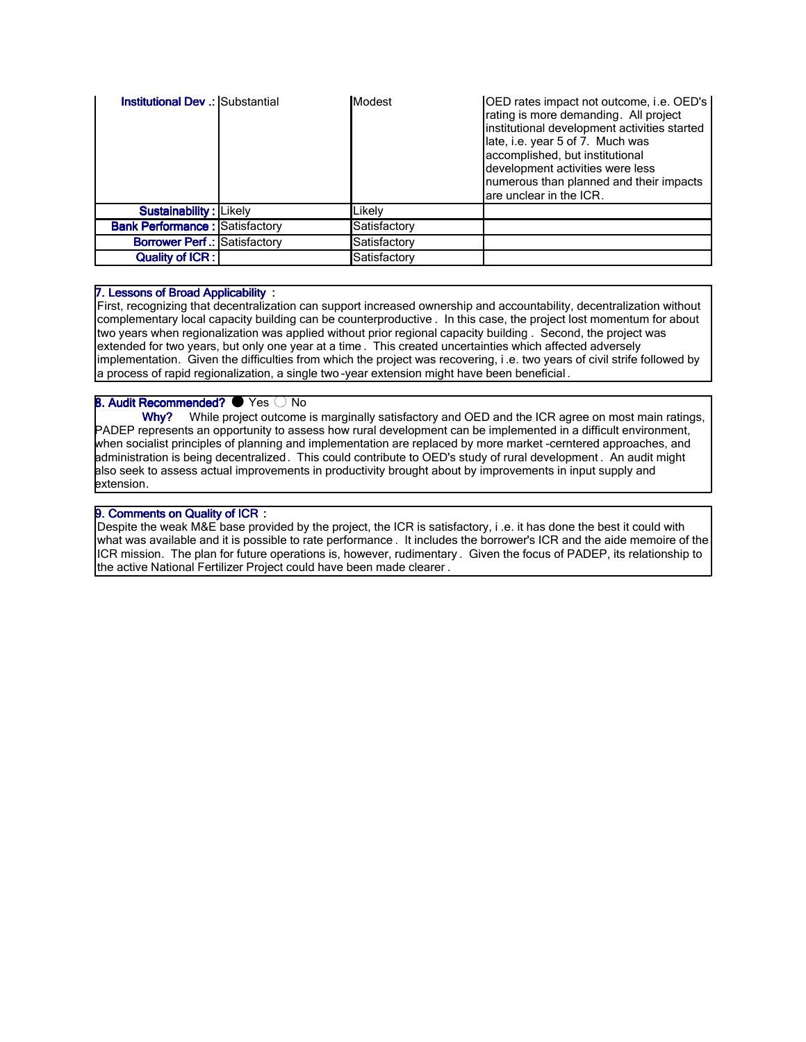| | | | |
|---|---|---|---|
| **Institutional Dev .:** | Substantial | Modest | OED rates impact not outcome, i.e. OED's rating is more demanding. All project institutional development activities started late, i.e. year 5 of 7. Much was accomplished, but institutional development activities were less numerous than planned and their impacts are unclear in the ICR. |
| **Sustainability :** | Likely | Likely | |
| **Bank Performance :** | Satisfactory | Satisfactory | |
| **Borrower Perf .:** | Satisfactory | Satisfactory | |
| **Quality of ICR :** | | Satisfactory | |

**7. Lessons of Broad Applicability :**

First, recognizing that decentralization can support increased ownership and accountability, decentralization without complementary local capacity building can be counterproductive . In this case, the project lost momentum for about two years when regionalization was applied without prior regional capacity building . Second, the project was extended for two years, but only one year at a time . This created uncertainties which affected adversely implementation. Given the difficulties from which the project was recovering, i .e. two years of civil strife followed by a process of rapid regionalization, a single two -year extension might have been beneficial .

**8. Audit Recommended?** ● Yes ○ No

**Why?** While project outcome is marginally satisfactory and OED and the ICR agree on most main ratings, PADEP represents an opportunity to assess how rural development can be implemented in a difficult environment, when socialist principles of planning and implementation are replaced by more market -cerntered approaches, and administration is being decentralized . This could contribute to OED's study of rural development . An audit might also seek to assess actual improvements in productivity brought about by improvements in input supply and extension.

**9. Comments on Quality of ICR :**

Despite the weak M&E base provided by the project, the ICR is satisfactory, i .e. it has done the best it could with what was available and it is possible to rate performance . It includes the borrower's ICR and the aide memoire of the ICR mission. The plan for future operations is, however, rudimentary . Given the focus of PADEP, its relationship to the active National Fertilizer Project could have been made clearer .